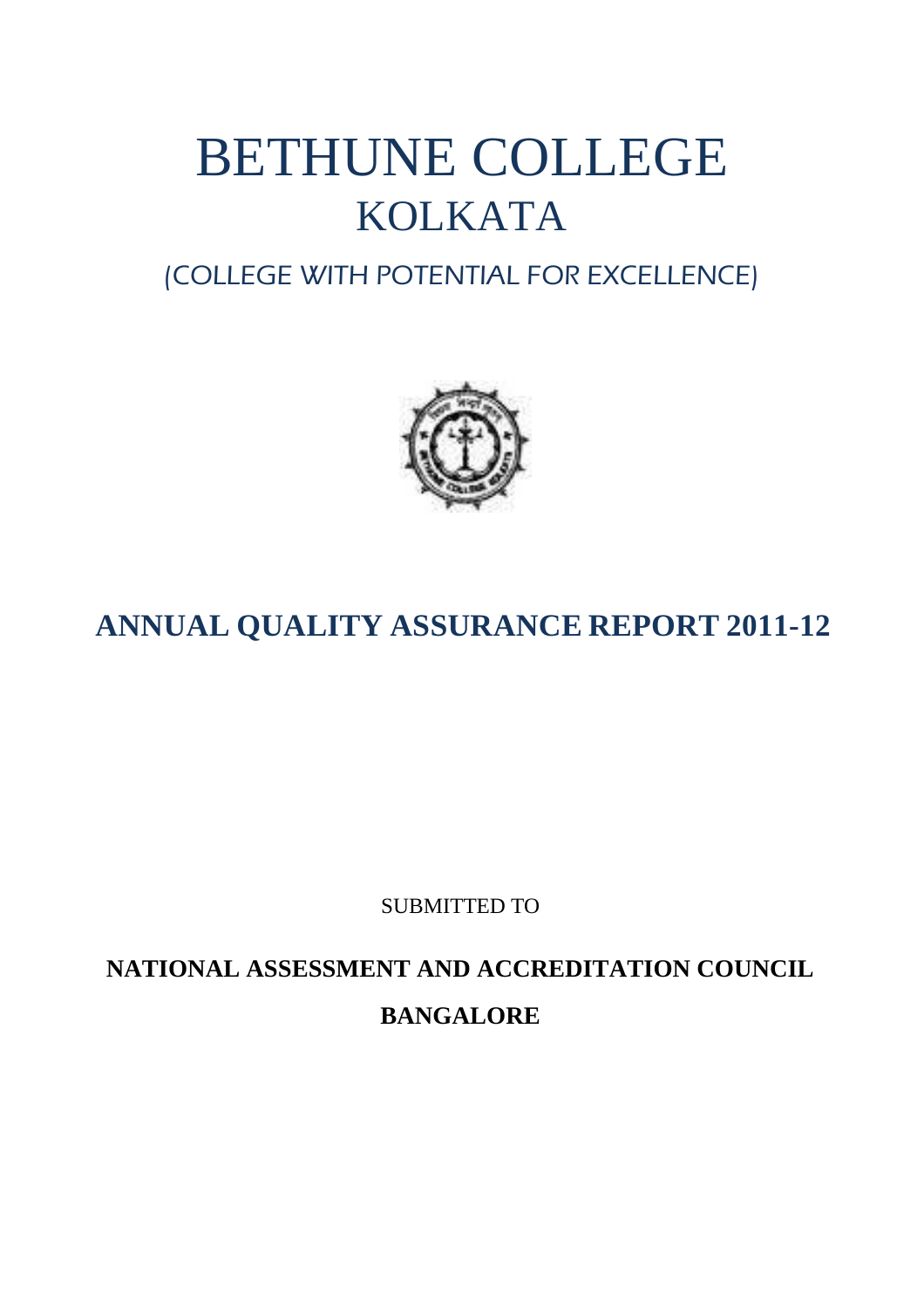# BETHUNE COLLEGE

## KOLKATA

(COLLEGE WITH POTENTIAL FOR EXCELLENCE)

## ANNUAL QUALITY ASSURANCE REPORT 2011-12

SUBMITTED TO

**NATIONAL ASSESSMENT AND ACCREDITATION COUNCIL**

**BANGALORE**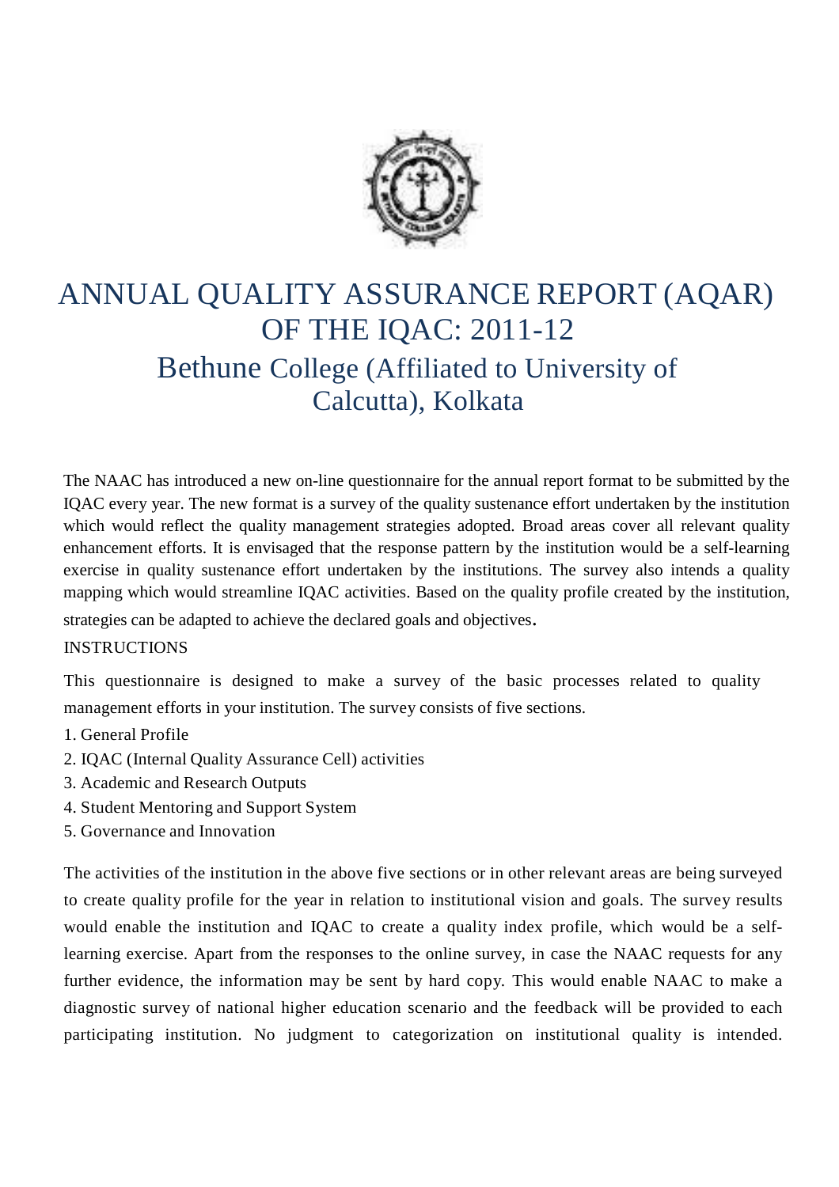# ANNUAL QUALITY ASSURANCE REPORT (AQAR) OF THE IQAC: 2011-12

## Bethune College (Affiliated to University of Calcutta), Kolkata

The NAAC has introduced a new on-line questionnaire for the annual report format to be submitted by the IQAC every year. The new format is a survey of the quality sustenance effort undertaken by the institution which would reflect the quality management strategies adopted. Broad areas cover all relevant quality enhancement efforts. It is envisaged that the response pattern by the institution would be a self-learning exercise in quality sustenance effort undertaken by the institutions. The survey also intends a quality mapping which would streamline IQAC activities. Based on the quality profile created by the institution, strategies can be adapted to achieve the declared goals and objectives.

INSTRUCTIONS

This questionnaire is designed to make a survey of the basic processes related to quality management efforts in your institution. The survey consists of five sections.

1. General Profile
2. IQAC (Internal Quality Assurance Cell) activities
3. Academic and Research Outputs
4. Student Mentoring and Support System
5. Governance and Innovation

The activities of the institution in the above five sections or in other relevant areas are being surveyed to create quality profile for the year in relation to institutional vision and goals. The survey results would enable the institution and IQAC to create a quality index profile, which would be a self-learning exercise. Apart from the responses to the online survey, in case the NAAC requests for any further evidence, the information may be sent by hard copy. This would enable NAAC to make a diagnostic survey of national higher education scenario and the feedback will be provided to each participating institution. No judgment to categorization on institutional quality is intended.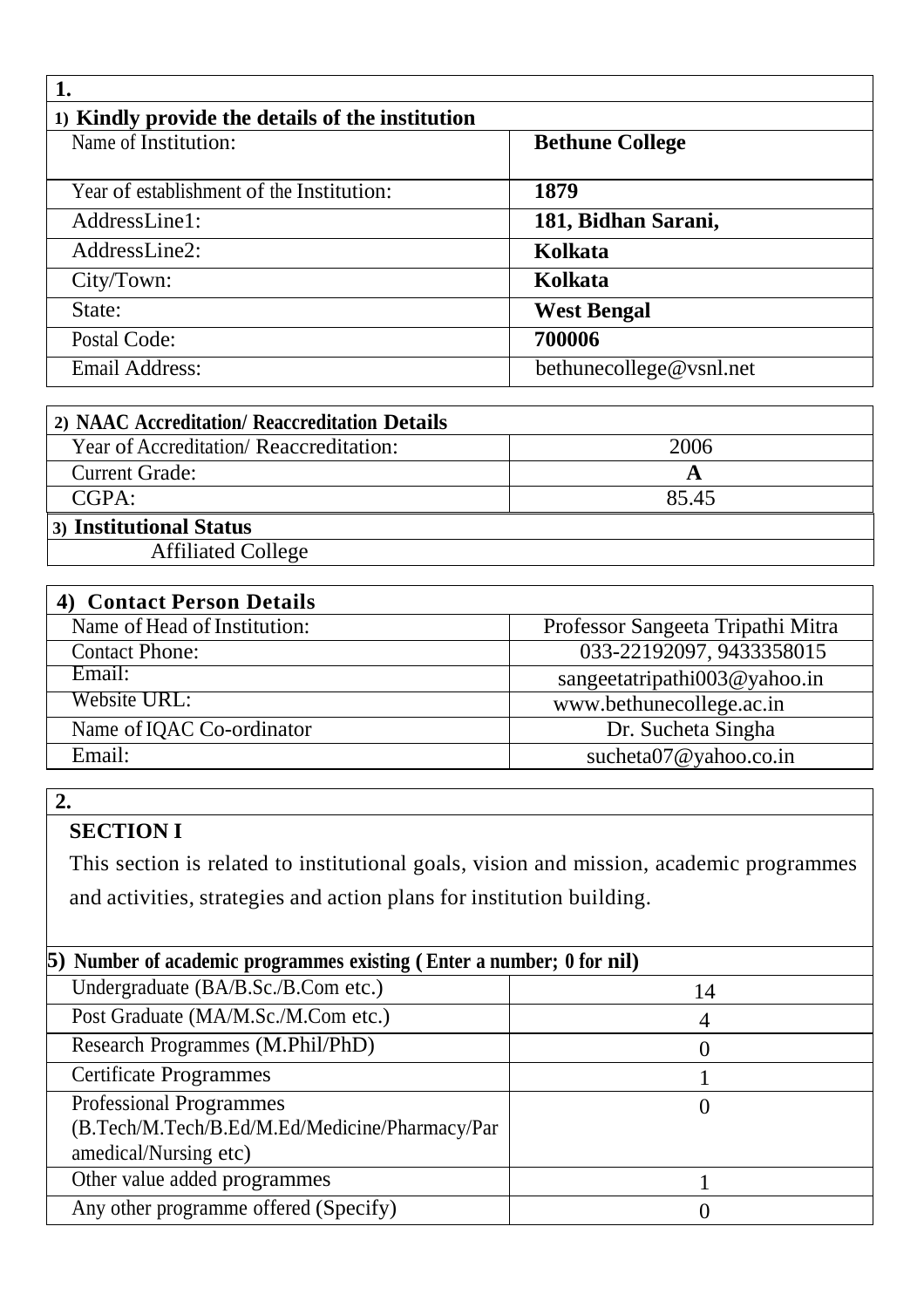| 1. | |
|---|---|
| **1) Kindly provide the details of the institution** | |
| Name of Institution: | **Bethune College** |
| Year of establishment of the Institution: | **1879** |
| AddressLine1: | **181, Bidhan Sarani,** |
| AddressLine2: | **Kolkata** |
| City/Town: | **Kolkata** |
| State: | **West Bengal** |
| Postal Code: | **700006** |
| Email Address: | bethunecollege@vsnl.net |

| **2) NAAC Accreditation/ Reaccreditation Details** | |
|---|---|
| Year of Accreditation/ Reaccreditation: | 2006 |
| Current Grade: | **A** |
| CGPA: | 85.45 |
| **3) Institutional Status** | |
| Affiliated College | |

| **4) Contact Person Details** | |
|---|---|
| Name of Head of Institution: | Professor Sangeeta Tripathi Mitra |
| Contact Phone: | 033-22192097, 9433358015 |
| Email: | sangeetatripathi003@yahoo.in |
| Website URL: | www.bethunecollege.ac.in |
| Name of IQAC Co-ordinator | Dr. Sucheta Singha |
| Email: | sucheta07@yahoo.co.in |

**2.**

**SECTION I**

This section is related to institutional goals, vision and mission, academic programmes and activities, strategies and action plans for institution building.

| **5) Number of academic programmes existing ( Enter a number; 0 for nil)** | |
|---|---|
| Undergraduate (BA/B.Sc./B.Com etc.) | 14 |
| Post Graduate (MA/M.Sc./M.Com etc.) | 4 |
| Research Programmes (M.Phil/PhD) | 0 |
| Certificate Programmes | 1 |
| Professional Programmes (B.Tech/M.Tech/B.Ed/M.Ed/Medicine/Pharmacy/Paramedical/Nursing etc) | 0 |
| Other value added programmes | 1 |
| Any other programme offered (Specify) | 0 |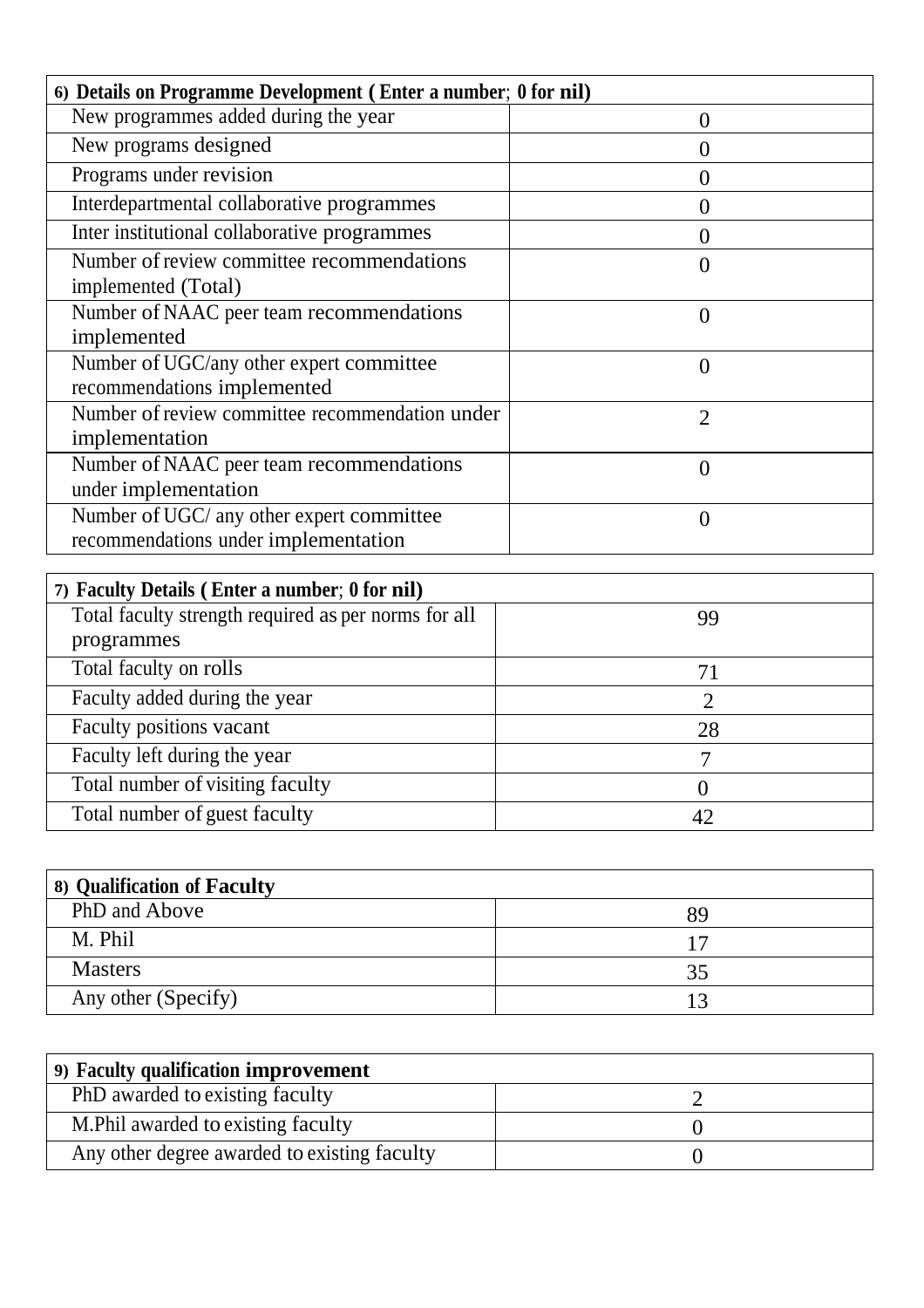| 6) Details on Programme Development ( Enter a number; 0 for nil) | |
|---|---|
| New programmes added during the year | 0 |
| New programs designed | 0 |
| Programs under revision | 0 |
| Interdepartmental collaborative programmes | 0 |
| Inter institutional collaborative programmes | 0 |
| Number of review committee recommendations implemented (Total) | 0 |
| Number of NAAC peer team recommendations implemented | 0 |
| Number of UGC/any other expert committee recommendations implemented | 0 |
| Number of review committee recommendation under implementation | 2 |
| Number of NAAC peer team recommendations under implementation | 0 |
| Number of UGC/ any other expert committee recommendations under implementation | 0 |

| 7) Faculty Details ( Enter a number; 0 for nil) | |
|---|---|
| Total faculty strength required as per norms for all programmes | 99 |
| Total faculty on rolls | 71 |
| Faculty added during the year | 2 |
| Faculty positions vacant | 28 |
| Faculty left during the year | 7 |
| Total number of visiting faculty | 0 |
| Total number of guest faculty | 42 |

| 8) Qualification of Faculty | |
|---|---|
| PhD and Above | 89 |
| M. Phil | 17 |
| Masters | 35 |
| Any other (Specify) | 13 |

| 9) Faculty qualification improvement | |
|---|---|
| PhD awarded to existing faculty | 2 |
| M.Phil awarded to existing faculty | 0 |
| Any other degree awarded to existing faculty | 0 |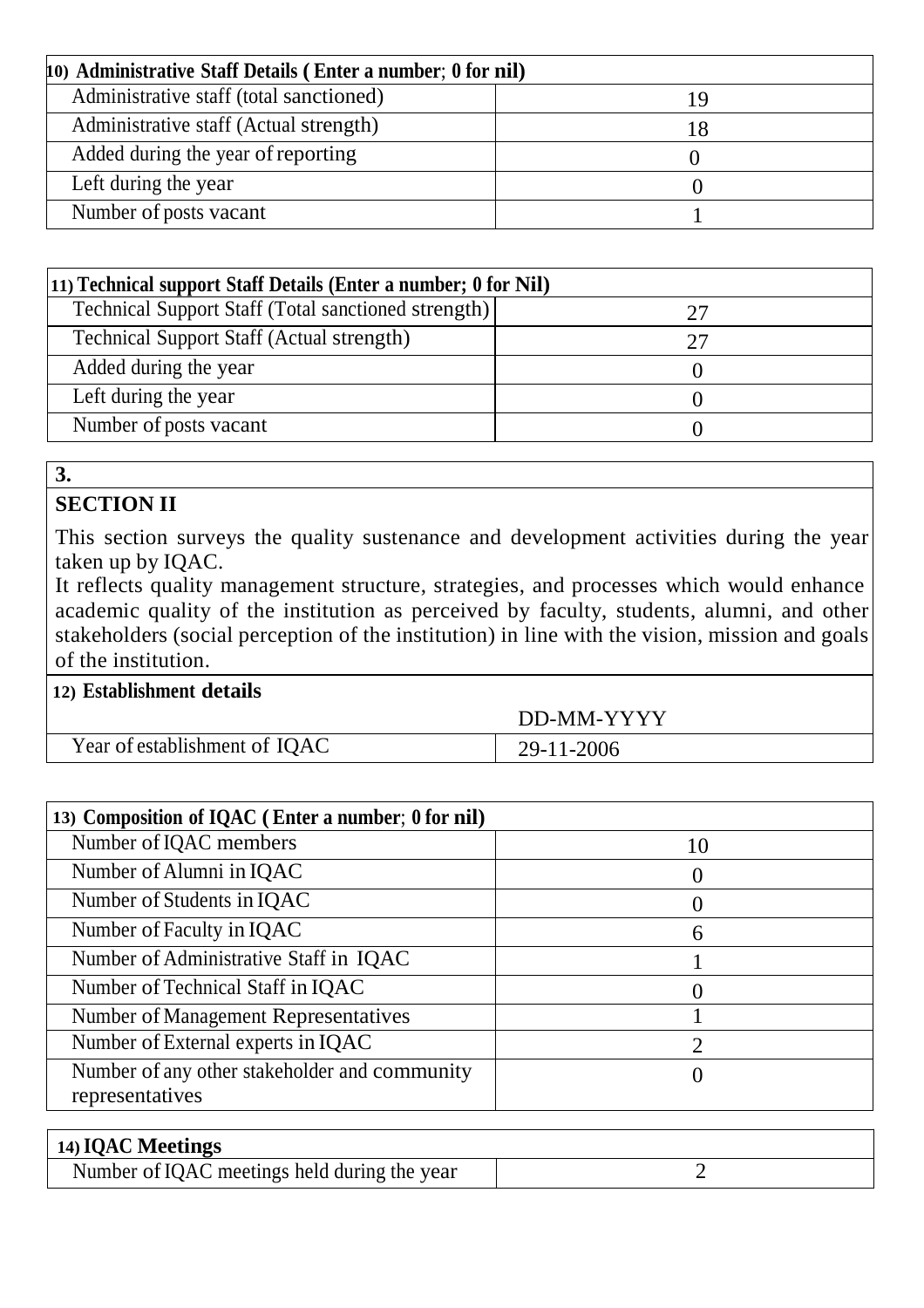| 10) Administrative Staff Details ( Enter a number; 0 for nil) | |
|---|---|
| Administrative staff (total sanctioned) | 19 |
| Administrative staff (Actual strength) | 18 |
| Added during the year of reporting | 0 |
| Left during the year | 0 |
| Number of posts vacant | 1 |

| 11) Technical support Staff Details (Enter a number; 0 for Nil) | |
|---|---|
| Technical Support Staff (Total sanctioned strength) | 27 |
| Technical Support Staff (Actual strength) | 27 |
| Added during the year | 0 |
| Left during the year | 0 |
| Number of posts vacant | 0 |

**3.**

## SECTION II

This section surveys the quality sustenance and development activities during the year taken up by IQAC.

It reflects quality management structure, strategies, and processes which would enhance academic quality of the institution as perceived by faculty, students, alumni, and other stakeholders (social perception of the institution) in line with the vision, mission and goals of the institution.

| 12) Establishment details | |
|---|---|
| | DD-MM-YYYY |
| Year of establishment of IQAC | 29-11-2006 |

| 13) Composition of IQAC ( Enter a number; 0 for nil) | |
|---|---|
| Number of IQAC members | 10 |
| Number of Alumni in IQAC | 0 |
| Number of Students in IQAC | 0 |
| Number of Faculty in IQAC | 6 |
| Number of Administrative Staff in IQAC | 1 |
| Number of Technical Staff in IQAC | 0 |
| Number of Management Representatives | 1 |
| Number of External experts in IQAC | 2 |
| Number of any other stakeholder and community representatives | 0 |

| 14) IQAC Meetings | |
|---|---|
| Number of IQAC meetings held during the year | 2 |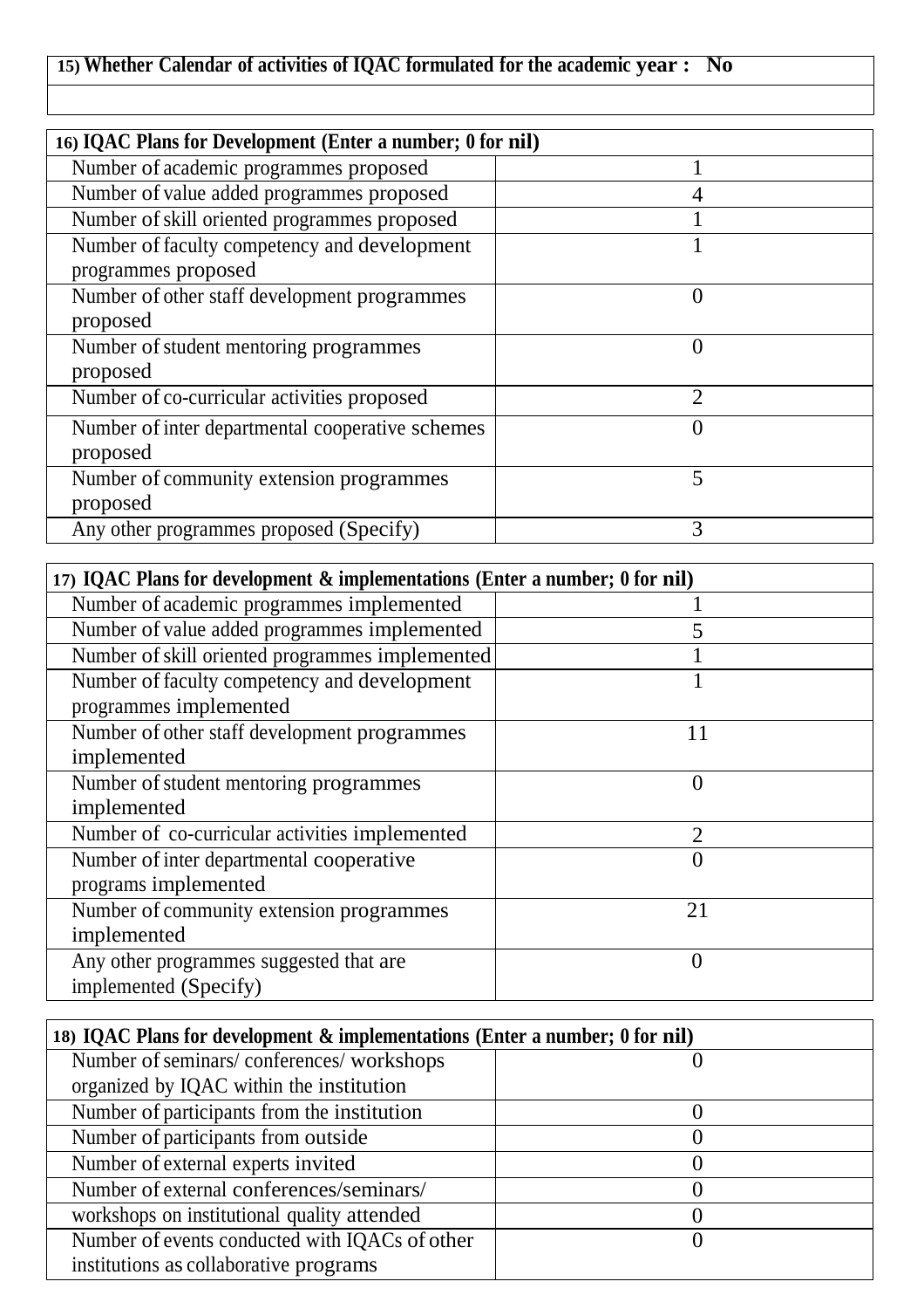| 15) Whether Calendar of activities of IQAC formulated for the academic year : No |
|---|
| |

| 16) IQAC Plans for Development (Enter a number; 0 for nil) | |
|---|---|
| Number of academic programmes proposed | 1 |
| Number of value added programmes proposed | 4 |
| Number of skill oriented programmes proposed | 1 |
| Number of faculty competency and development programmes proposed | 1 |
| Number of other staff development programmes proposed | 0 |
| Number of student mentoring programmes proposed | 0 |
| Number of co-curricular activities proposed | 2 |
| Number of inter departmental cooperative schemes proposed | 0 |
| Number of community extension programmes proposed | 5 |
| Any other programmes proposed (Specify) | 3 |

| 17) IQAC Plans for development & implementations (Enter a number; 0 for nil) | |
|---|---|
| Number of academic programmes implemented | 1 |
| Number of value added programmes implemented | 5 |
| Number of skill oriented programmes implemented | 1 |
| Number of faculty competency and development programmes implemented | 1 |
| Number of other staff development programmes implemented | 11 |
| Number of student mentoring programmes implemented | 0 |
| Number of co-curricular activities implemented | 2 |
| Number of inter departmental cooperative programs implemented | 0 |
| Number of community extension programmes implemented | 21 |
| Any other programmes suggested that are implemented (Specify) | 0 |

| 18) IQAC Plans for development & implementations (Enter a number; 0 for nil) | |
|---|---|
| Number of seminars/ conferences/ workshops organized by IQAC within the institution | 0 |
| Number of participants from the institution | 0 |
| Number of participants from outside | 0 |
| Number of external experts invited | 0 |
| Number of external conferences/seminars/ | 0 |
| workshops on institutional quality attended | 0 |
| Number of events conducted with IQACs of other institutions as collaborative programs | 0 |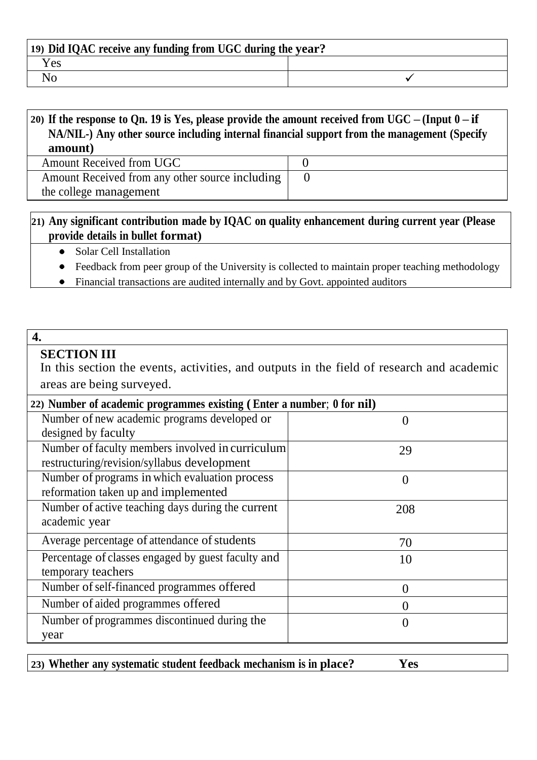| **19) Did IQAC receive any funding from UGC during the year?** | |
|---|---|
| Yes | |
| No | ✓ |

| **20) If the response to Qn. 19 is Yes, please provide the amount received from UGC – (Input 0 – if NA/NIL-) Any other source including internal financial support from the management (Specify amount)** | |
|---|---|
| Amount Received from UGC | 0 |
| Amount Received from any other source including the college management | 0 |

**21) Any significant contribution made by IQAC on quality enhancement during current year (Please provide details in bullet format)**

- Solar Cell Installation
- Feedback from peer group of the University is collected to maintain proper teaching methodology
- Financial transactions are audited internally and by Govt. appointed auditors

**4.**

## SECTION III

In this section the events, activities, and outputs in the field of research and academic areas are being surveyed.

| **22) Number of academic programmes existing ( Enter a number; 0 for nil)** | |
|---|---|
| Number of new academic programs developed or designed by faculty | 0 |
| Number of faculty members involved in curriculum restructuring/revision/syllabus development | 29 |
| Number of programs in which evaluation process reformation taken up and implemented | 0 |
| Number of active teaching days during the current academic year | 208 |
| Average percentage of attendance of students | 70 |
| Percentage of classes engaged by guest faculty and temporary teachers | 10 |
| Number of self-financed programmes offered | 0 |
| Number of aided programmes offered | 0 |
| Number of programmes discontinued during the year | 0 |

**23) Whether any systematic student feedback mechanism is in place? Yes**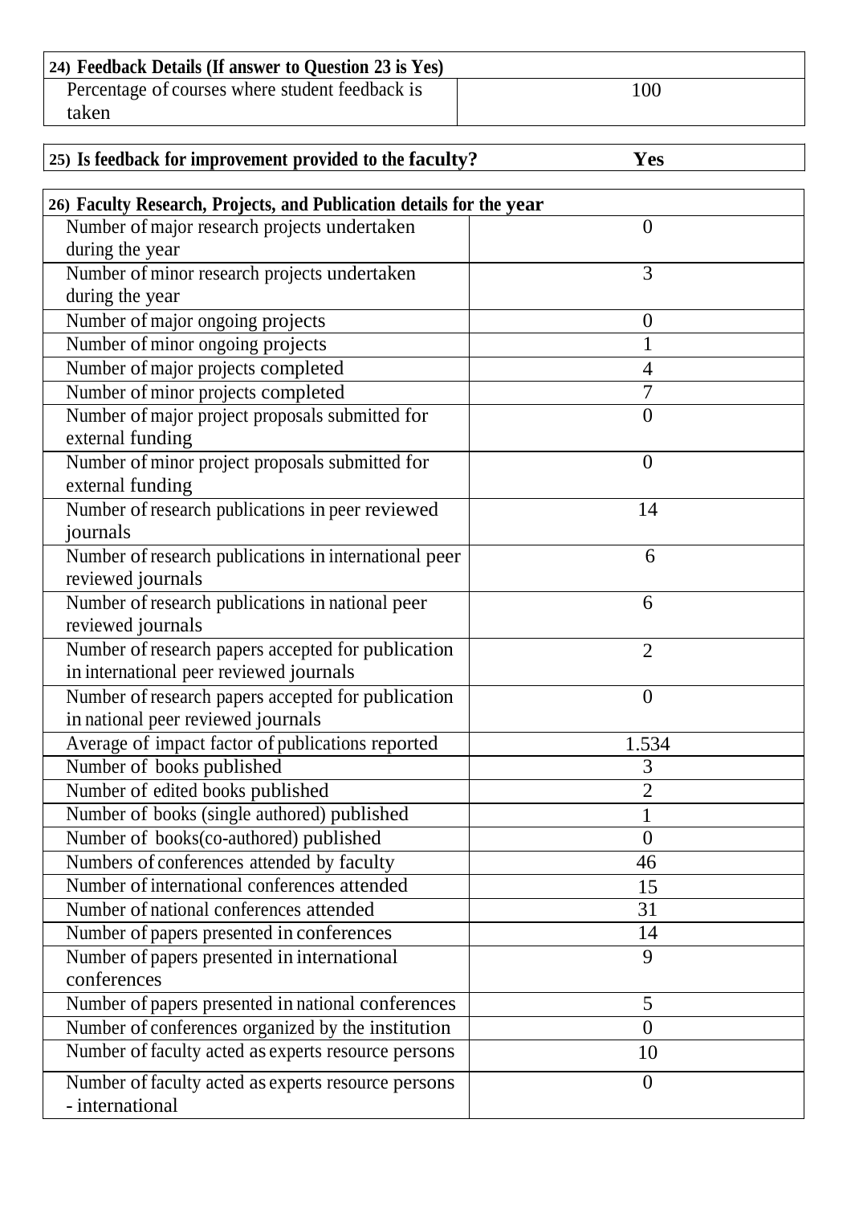| 24) Feedback Details (If answer to Question 23 is Yes) | |
|---|---|
| Percentage of courses where student feedback is taken | 100 |

| 25) Is feedback for improvement provided to the faculty? | Yes |
|---|---|

| 26) Faculty Research, Projects, and Publication details for the year | |
|---|---|
| Number of major research projects undertaken during the year | 0 |
| Number of minor research projects undertaken during the year | 3 |
| Number of major ongoing projects | 0 |
| Number of minor ongoing projects | 1 |
| Number of major projects completed | 4 |
| Number of minor projects completed | 7 |
| Number of major project proposals submitted for external funding | 0 |
| Number of minor project proposals submitted for external funding | 0 |
| Number of research publications in peer reviewed journals | 14 |
| Number of research publications in international peer reviewed journals | 6 |
| Number of research publications in national peer reviewed journals | 6 |
| Number of research papers accepted for publication in international peer reviewed journals | 2 |
| Number of research papers accepted for publication in national peer reviewed journals | 0 |
| Average of impact factor of publications reported | 1.534 |
| Number of books published | 3 |
| Number of edited books published | 2 |
| Number of books (single authored) published | 1 |
| Number of books(co-authored) published | 0 |
| Numbers of conferences attended by faculty | 46 |
| Number of international conferences attended | 15 |
| Number of national conferences attended | 31 |
| Number of papers presented in conferences | 14 |
| Number of papers presented in international conferences | 9 |
| Number of papers presented in national conferences | 5 |
| Number of conferences organized by the institution | 0 |
| Number of faculty acted as experts resource persons | 10 |
| Number of faculty acted as experts resource persons - international | 0 |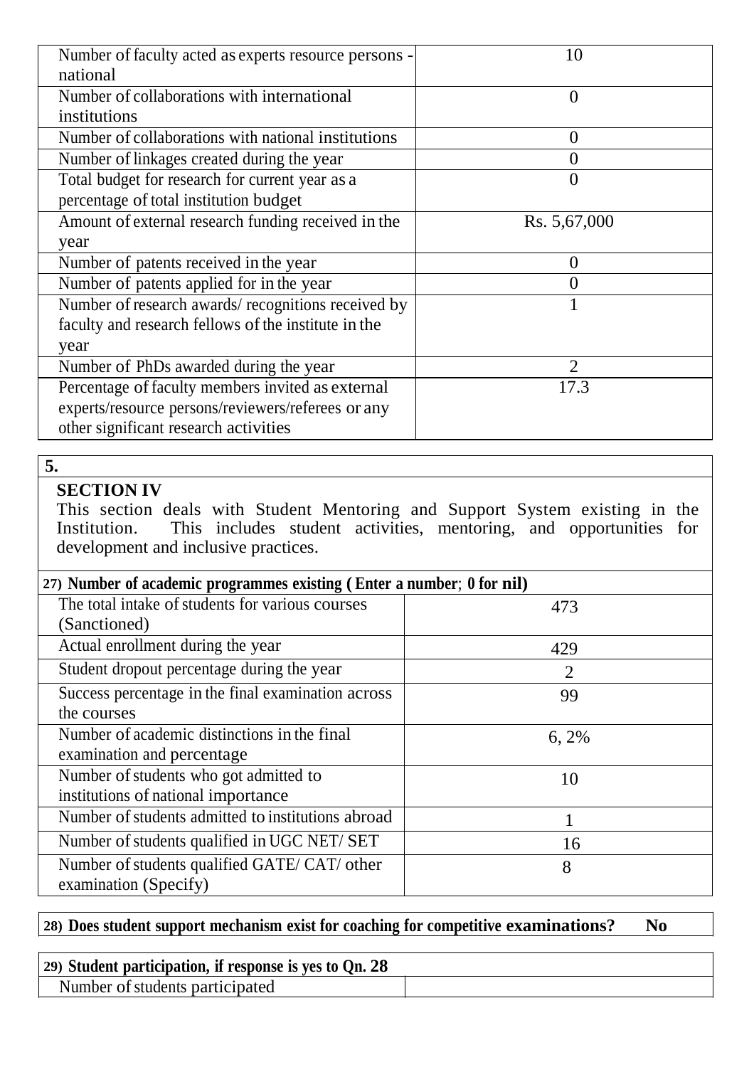| | |
|---|---|
| Number of faculty acted as experts resource persons - national | 10 |
| Number of collaborations with international institutions | 0 |
| Number of collaborations with national institutions | 0 |
| Number of linkages created during the year | 0 |
| Total budget for research for current year as a percentage of total institution budget | 0 |
| Amount of external research funding received in the year | Rs. 5,67,000 |
| Number of patents received in the year | 0 |
| Number of patents applied for in the year | 0 |
| Number of research awards/ recognitions received by faculty and research fellows of the institute in the year | 1 |
| Number of PhDs awarded during the year | 2 |
| Percentage of faculty members invited as external experts/resource persons/reviewers/referees or any other significant research activities | 17.3 |

**5.**

## SECTION IV

This section deals with Student Mentoring and Support System existing in the Institution. This includes student activities, mentoring, and opportunities for development and inclusive practices.

**27) Number of academic programmes existing ( Enter a number; 0 for nil)**

| | |
|---|---|
| The total intake of students for various courses (Sanctioned) | 473 |
| Actual enrollment during the year | 429 |
| Student dropout percentage during the year | 2 |
| Success percentage in the final examination across the courses | 99 |
| Number of academic distinctions in the final examination and percentage | 6, 2% |
| Number of students who got admitted to institutions of national importance | 10 |
| Number of students admitted to institutions abroad | 1 |
| Number of students qualified in UGC NET/ SET | 16 |
| Number of students qualified GATE/ CAT/ other examination (Specify) | 8 |

**28) Does student support mechanism exist for coaching for competitive examinations? No**

**29) Student participation, if response is yes to Qn. 28**

| | |
|---|---|
| Number of students participated | |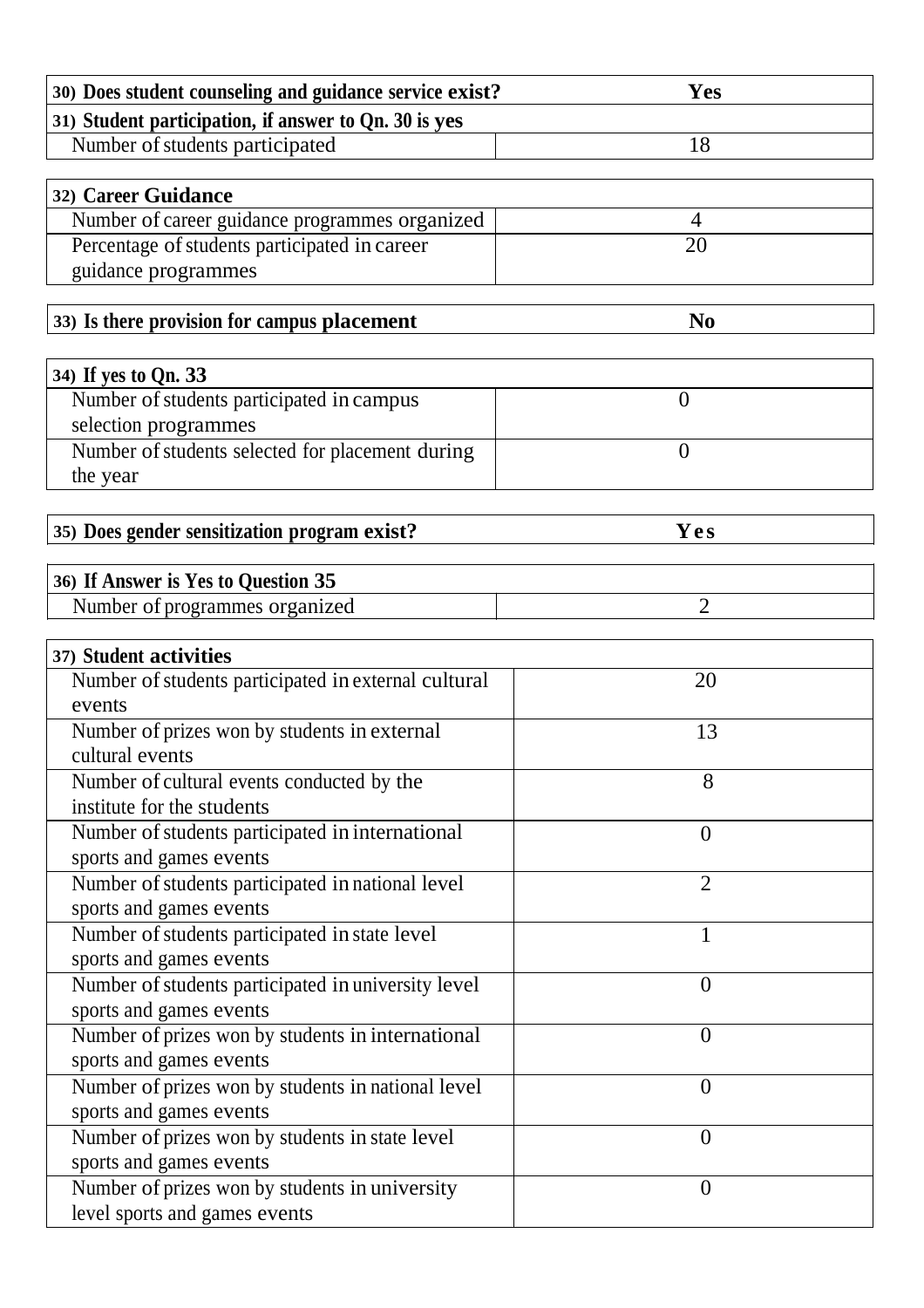| 30) Does student counseling and guidance service exist? | Yes |
|---|---|
| 31) Student participation, if answer to Qn. 30 is yes | |
| Number of students participated | 18 |

| 32) Career Guidance | |
|---|---|
| Number of career guidance programmes organized | 4 |
| Percentage of students participated in career guidance programmes | 20 |

| 33) Is there provision for campus placement | No |
|---|---|

| 34) If yes to Qn. 33 | |
|---|---|
| Number of students participated in campus selection programmes | 0 |
| Number of students selected for placement during the year | 0 |

| 35) Does gender sensitization program exist? | Yes |
|---|---|

| 36) If Answer is Yes to Question 35 | |
|---|---|
| Number of programmes organized | 2 |

| 37) Student activities | |
|---|---|
| Number of students participated in external cultural events | 20 |
| Number of prizes won by students in external cultural events | 13 |
| Number of cultural events conducted by the institute for the students | 8 |
| Number of students participated in international sports and games events | 0 |
| Number of students participated in national level sports and games events | 2 |
| Number of students participated in state level sports and games events | 1 |
| Number of students participated in university level sports and games events | 0 |
| Number of prizes won by students in international sports and games events | 0 |
| Number of prizes won by students in national level sports and games events | 0 |
| Number of prizes won by students in state level sports and games events | 0 |
| Number of prizes won by students in university level sports and games events | 0 |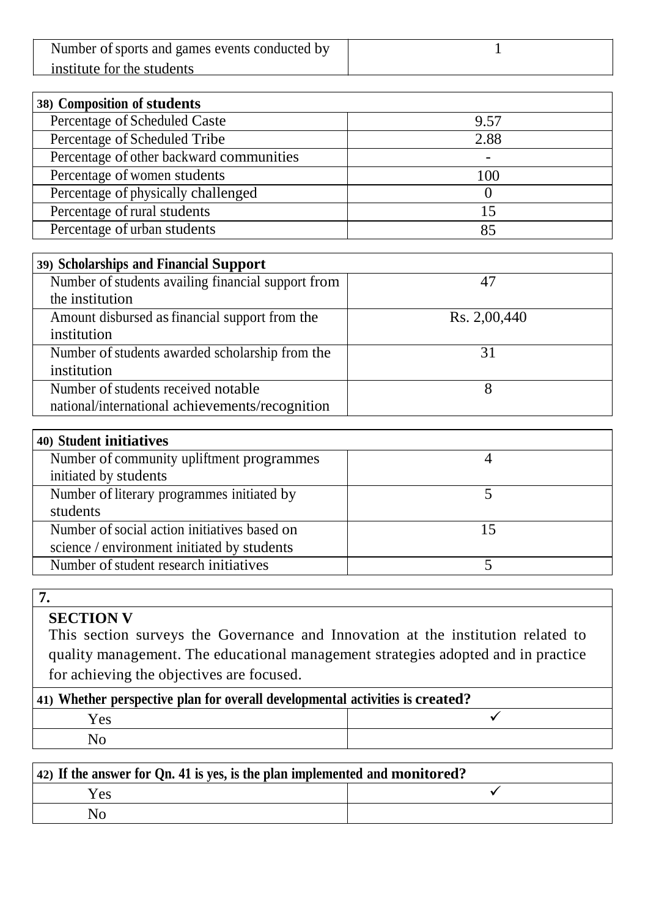| Number of sports and games events conducted by institute for the students | 1 |
|---|---|

| 38) Composition of students | |
|---|---|
| Percentage of Scheduled Caste | 9.57 |
| Percentage of Scheduled Tribe | 2.88 |
| Percentage of other backward communities | - |
| Percentage of women students | 100 |
| Percentage of physically challenged | 0 |
| Percentage of rural students | 15 |
| Percentage of urban students | 85 |

| 39) Scholarships and Financial Support | |
|---|---|
| Number of students availing financial support from the institution | 47 |
| Amount disbursed as financial support from the institution | Rs. 2,00,440 |
| Number of students awarded scholarship from the institution | 31 |
| Number of students received notable national/international achievements/recognition | 8 |

| 40) Student initiatives | |
|---|---|
| Number of community upliftment programmes initiated by students | 4 |
| Number of literary programmes initiated by students | 5 |
| Number of social action initiatives based on science / environment initiated by students | 15 |
| Number of student research initiatives | 5 |

**7.**

## SECTION V

This section surveys the Governance and Innovation at the institution related to quality management. The educational management strategies adopted and in practice for achieving the objectives are focused.

| 41) Whether perspective plan for overall developmental activities is created? | |
|---|---|
| Yes | ✓ |
| No | |

| 42) If the answer for Qn. 41 is yes, is the plan implemented and monitored? | |
|---|---|
| Yes | ✓ |
| No | |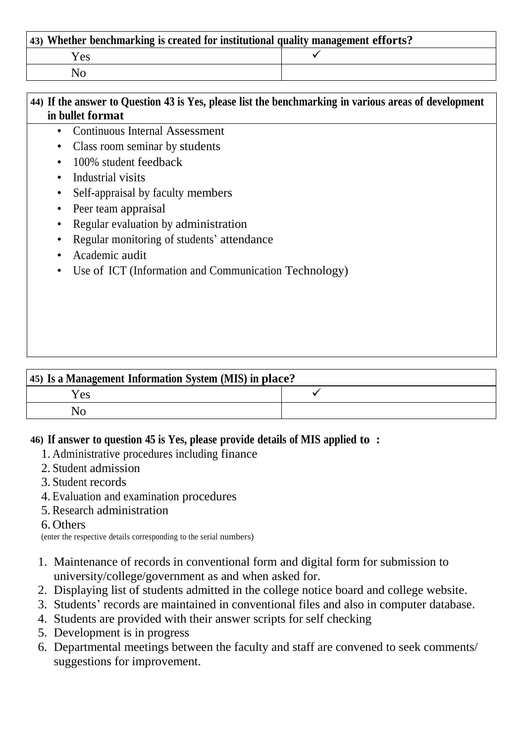| 43) Whether benchmarking is created for institutional quality management efforts? | |
|---|---|
| Yes | ✓ |
| No | |

**44) If the answer to Question 43 is Yes, please list the benchmarking in various areas of development in bullet format**

- Continuous Internal Assessment
- Class room seminar by students
- 100% student feedback
- Industrial visits
- Self-appraisal by faculty members
- Peer team appraisal
- Regular evaluation by administration
- Regular monitoring of students' attendance
- Academic audit
- Use of ICT (Information and Communication Technology)

| 45) Is a Management Information System (MIS) in place? | |
|---|---|
| Yes | ✓ |
| No | |

**46) If answer to question 45 is Yes, please provide details of MIS applied to :**

1. Administrative procedures including finance
2. Student admission
3. Student records
4. Evaluation and examination procedures
5. Research administration
6. Others

(enter the respective details corresponding to the serial numbers)

1. Maintenance of records in conventional form and digital form for submission to university/college/government as and when asked for.
2. Displaying list of students admitted in the college notice board and college website.
3. Students' records are maintained in conventional files and also in computer database.
4. Students are provided with their answer scripts for self checking
5. Development is in progress
6. Departmental meetings between the faculty and staff are convened to seek comments/ suggestions for improvement.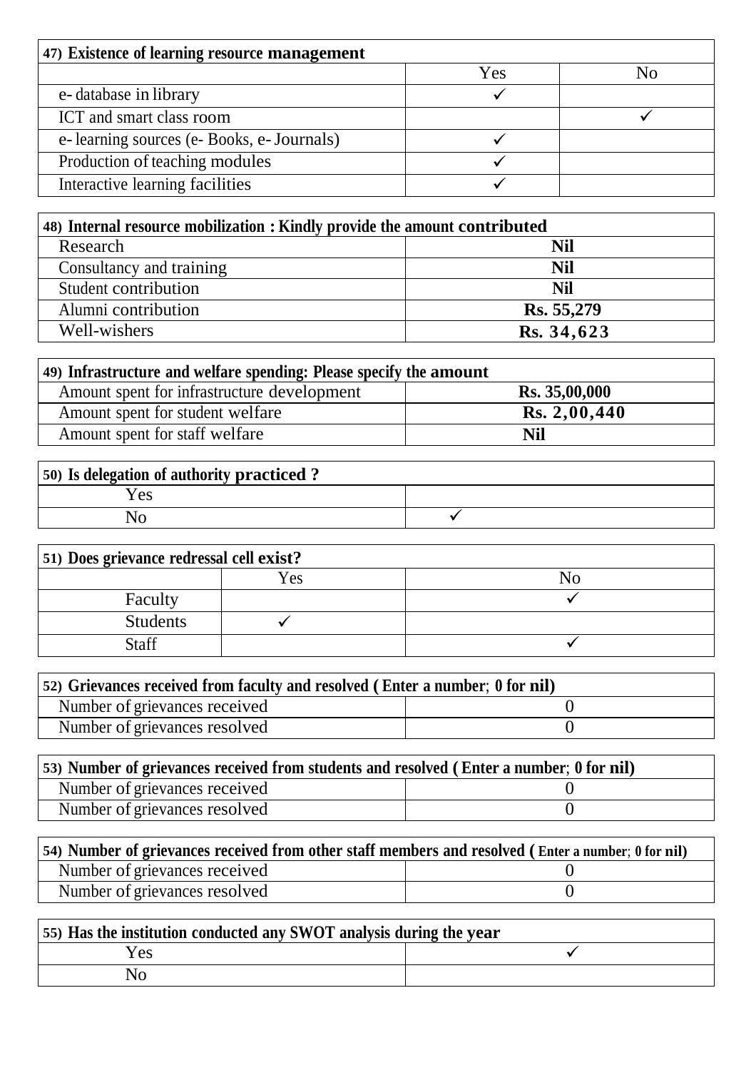| 47) Existence of learning resource management | | |
|---|---|---|
| | Yes | No |
| e- database in library | ✓ | |
| ICT and smart class room | | ✓ |
| e- learning sources (e- Books, e- Journals) | ✓ | |
| Production of teaching modules | ✓ | |
| Interactive learning facilities | ✓ | |

| 48) Internal resource mobilization : Kindly provide the amount contributed | |
|---|---|
| Research | **Nil** |
| Consultancy and training | **Nil** |
| Student contribution | **Nil** |
| Alumni contribution | **Rs. 55,279** |
| Well-wishers | **Rs. 34,623** |

| 49) Infrastructure and welfare spending: Please specify the amount | |
|---|---|
| Amount spent for infrastructure development | **Rs. 35,00,000** |
| Amount spent for student welfare | **Rs. 2,00,440** |
| Amount spent for staff welfare | **Nil** |

| 50) Is delegation of authority practiced ? | |
|---|---|
| Yes | |
| No | ✓ |

| 51) Does grievance redressal cell exist? | | |
|---|---|---|
| | Yes | No |
| Faculty | | ✓ |
| Students | ✓ | |
| Staff | | ✓ |

| 52) Grievances received from faculty and resolved ( Enter a number; 0 for nil) | |
|---|---|
| Number of grievances received | 0 |
| Number of grievances resolved | 0 |

| 53) Number of grievances received from students and resolved ( Enter a number; 0 for nil) | |
|---|---|
| Number of grievances received | 0 |
| Number of grievances resolved | 0 |

| 54) Number of grievances received from other staff members and resolved ( Enter a number; 0 for nil) | |
|---|---|
| Number of grievances received | 0 |
| Number of grievances resolved | 0 |

| 55) Has the institution conducted any SWOT analysis during the year | |
|---|---|
| Yes | ✓ |
| No | |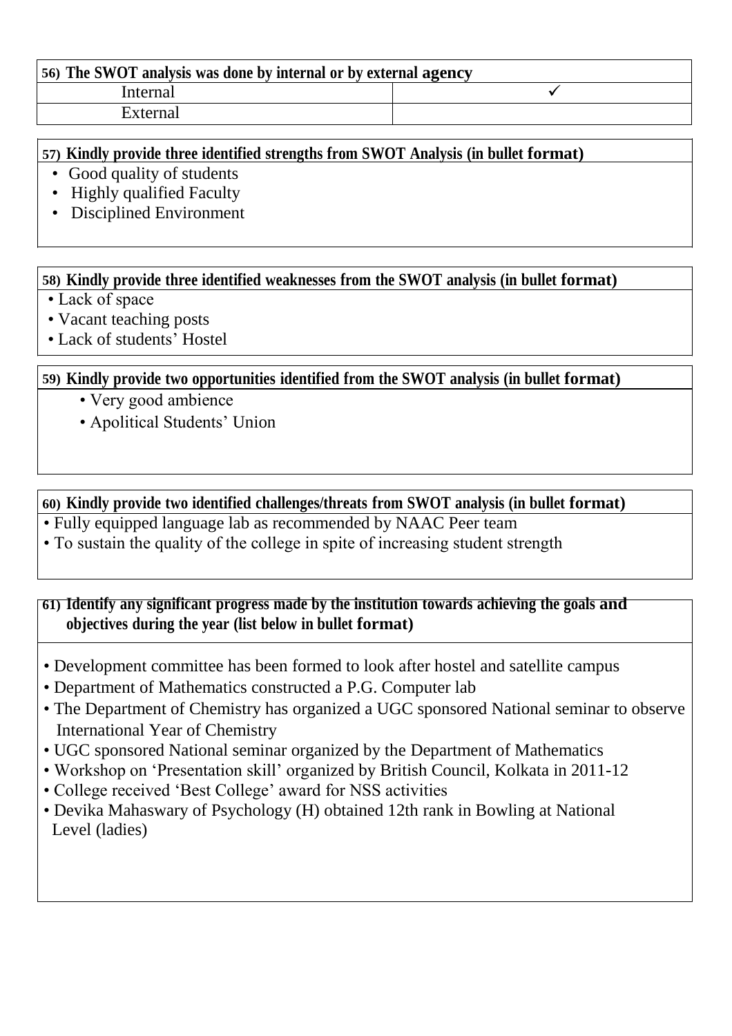| 56) The SWOT analysis was done by internal or by external agency | |
|---|---|
| Internal | ✓ |
| External | |

**57) Kindly provide three identified strengths from SWOT Analysis (in bullet format)**

- Good quality of students
- Highly qualified Faculty
- Disciplined Environment

**58) Kindly provide three identified weaknesses from the SWOT analysis (in bullet format)**

- Lack of space
- Vacant teaching posts
- Lack of students' Hostel

**59) Kindly provide two opportunities identified from the SWOT analysis (in bullet format)**

- Very good ambience
- Apolitical Students' Union

**60) Kindly provide two identified challenges/threats from SWOT analysis (in bullet format)**

- Fully equipped language lab as recommended by NAAC Peer team
- To sustain the quality of the college in spite of increasing student strength

**61) Identify any significant progress made by the institution towards achieving the goals and objectives during the year (list below in bullet format)**

- Development committee has been formed to look after hostel and satellite campus
- Department of Mathematics constructed a P.G. Computer lab
- The Department of Chemistry has organized a UGC sponsored National seminar to observe International Year of Chemistry
- UGC sponsored National seminar organized by the Department of Mathematics
- Workshop on 'Presentation skill' organized by British Council, Kolkata in 2011-12
- College received 'Best College' award for NSS activities
- Devika Mahaswary of Psychology (H) obtained 12th rank in Bowling at National Level (ladies)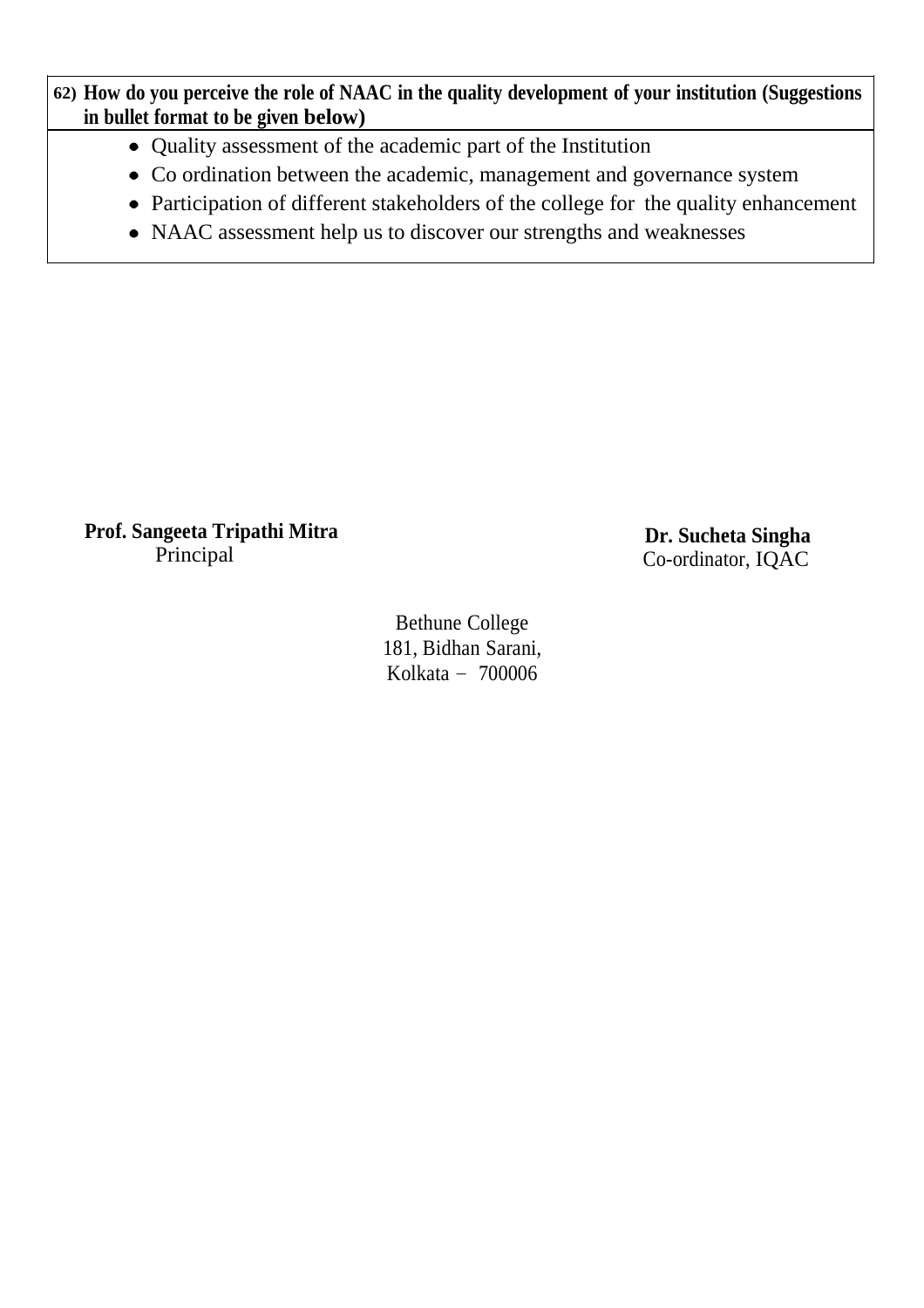**62) How do you perceive the role of NAAC in the quality development of your institution (Suggestions in bullet format to be given below)**

- Quality assessment of the academic part of the Institution
- Co ordination between the academic, management and governance system
- Participation of different stakeholders of the college for the quality enhancement
- NAAC assessment help us to discover our strengths and weaknesses

**Prof. Sangeeta Tripathi Mitra**
Principal

**Dr. Sucheta Singha**
Co-ordinator, IQAC

Bethune College
181, Bidhan Sarani,
Kolkata – 700006